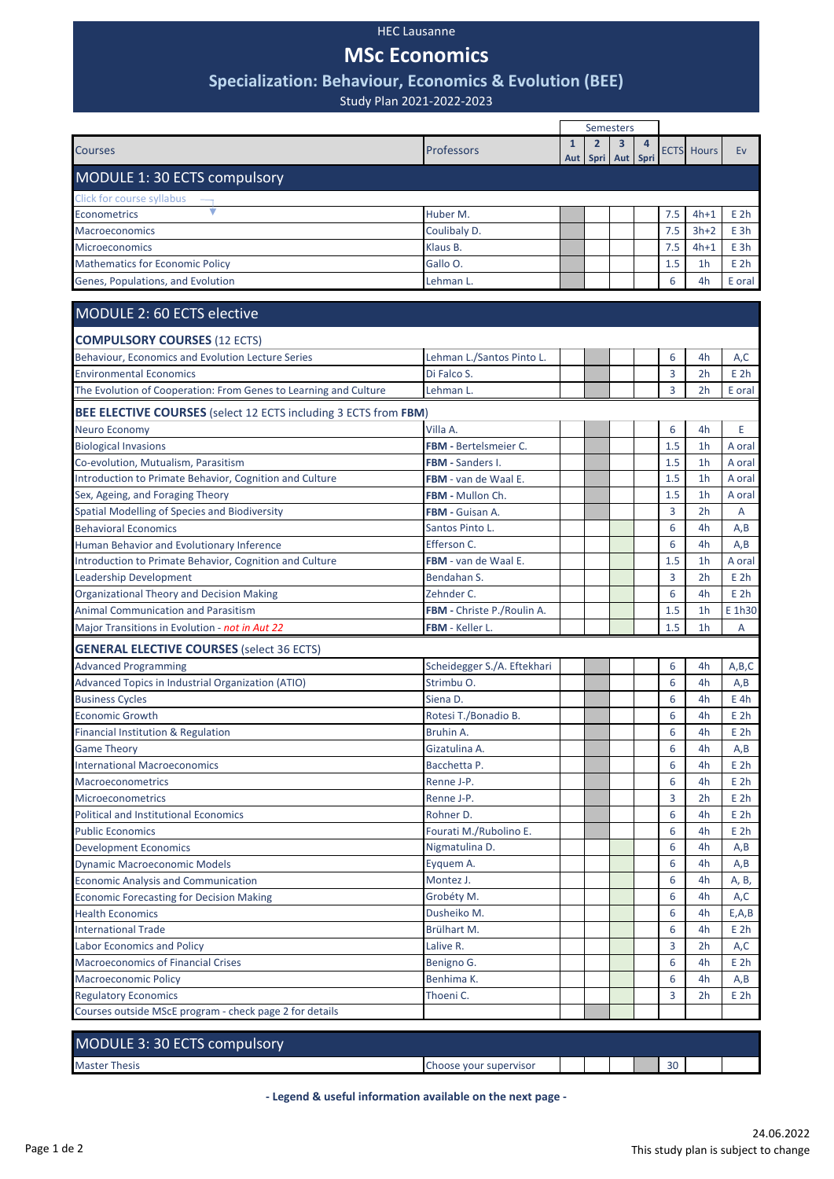HEC Lausanne

# MSc Economics

## Specialization: Behaviour, Economics & Evolution (BEE)

Study Plan 2021-2022-2023

| | | Semesters | | | | | | |
|---|---|---|---|---|---|---|---|---|
| **Courses** | **Professors** | **1 Aut** | **2 Spri** | **3 Aut** | **4 Spri** | **ECTS** | **Hours** | **Ev** |
| **MODULE 1: 30 ECTS compulsory** | | | | | | | | |
| Click for course syllabus | | | | | | | | |
| Econometrics | Huber M. | ■ | | | | 7.5 | 4h+1 | E 2h |
| Macroeconomics | Coulibaly D. | ■ | | | | 7.5 | 3h+2 | E 3h |
| Microeconomics | Klaus B. | ■ | | | | 7.5 | 4h+1 | E 3h |
| Mathematics for Economic Policy | Gallo O. | ■ | | | | 1.5 | 1h | E 2h |
| Genes, Populations, and Evolution | Lehman L. | ■ | | | | 6 | 4h | E oral |
| **MODULE 2: 60 ECTS elective** | | | | | | | | |
| **COMPULSORY COURSES** (12 ECTS) | | | | | | | | |
| Behaviour, Economics and Evolution Lecture Series | Lehman L./Santos Pinto L. | | ■ | | | 6 | 4h | A,C |
| Environmental Economics | Di Falco S. | | ■ | | | 3 | 2h | E 2h |
| The Evolution of Cooperation: From Genes to Learning and Culture | Lehman L. | | ■ | | | 3 | 2h | E oral |
| **BEE ELECTIVE COURSES** (select 12 ECTS including 3 ECTS from **FBM**) | | | | | | | | |
| Neuro Economy | Villa A. | | ■ | | | 6 | 4h | E |
| Biological Invasions | **FBM** - Bertelsmeier C. | | ■ | | | 1.5 | 1h | A oral |
| Co-evolution, Mutualism, Parasitism | **FBM** - Sanders I. | | ■ | | | 1.5 | 1h | A oral |
| Introduction to Primate Behavior, Cognition and Culture | **FBM** - van de Waal E. | | ■ | | | 1.5 | 1h | A oral |
| Sex, Ageing, and Foraging Theory | **FBM** - Mullon Ch. | | ■ | | | 1.5 | 1h | A oral |
| Spatial Modelling of Species and Biodiversity | **FBM** - Guisan A. | | ■ | | | 3 | 2h | A |
| Behavioral Economics | Santos Pinto L. | | | ■ | | 6 | 4h | A,B |
| Human Behavior and Evolutionary Inference | Efferson C. | | | ■ | | 6 | 4h | A,B |
| Introduction to Primate Behavior, Cognition and Culture | **FBM** - van de Waal E. | | | ■ | | 1.5 | 1h | A oral |
| Leadership Development | Bendahan S. | | | ■ | | 3 | 2h | E 2h |
| Organizational Theory and Decision Making | Zehnder C. | | | ■ | | 6 | 4h | E 2h |
| Animal Communication and Parasitism | **FBM** - Christe P./Roulin A. | | | ■ | | 1.5 | 1h | E 1h30 |
| Major Transitions in Evolution - *not in Aut 22* | **FBM** - Keller L. | | | ■ | | 1.5 | 1h | A |
| **GENERAL ELECTIVE COURSES** (select 36 ECTS) | | | | | | | | |
| Advanced Programming | Scheidegger S./A. Eftekhari | | ■ | | | 6 | 4h | A,B,C |
| Advanced Topics in Industrial Organization (ATIO) | Strimbu O. | | ■ | | | 6 | 4h | A,B |
| Business Cycles | Siena D. | | ■ | | | 6 | 4h | E 4h |
| Economic Growth | Rotesi T./Bonadio B. | | ■ | | | 6 | 4h | E 2h |
| Financial Institution & Regulation | Bruhin A. | | ■ | | | 6 | 4h | E 2h |
| Game Theory | Gizatulina A. | | ■ | | | 6 | 4h | A,B |
| International Macroeconomics | Bacchetta P. | | ■ | | | 6 | 4h | E 2h |
| Macroeconometrics | Renne J-P. | | ■ | | | 6 | 4h | E 2h |
| Microeconometrics | Renne J-P. | | ■ | | | 3 | 2h | E 2h |
| Political and Institutional Economics | Rohner D. | | ■ | | | 6 | 4h | E 2h |
| Public Economics | Fourati M./Rubolino E. | | ■ | | | 6 | 4h | E 2h |
| Development Economics | Nigmatulina D. | | | ■ | | 6 | 4h | A,B |
| Dynamic Macroeconomic Models | Eyquem A. | | | ■ | | 6 | 4h | A,B |
| Economic Analysis and Communication | Montez J. | | | ■ | | 6 | 4h | A, B, |
| Economic Forecasting for Decision Making | Grobéty M. | | | ■ | | 6 | 4h | A,C |
| Health Economics | Dusheiko M. | | | ■ | | 6 | 4h | E,A,B |
| International Trade | Brülhart M. | | | ■ | | 6 | 4h | E 2h |
| Labor Economics and Policy | Lalive R. | | | ■ | | 3 | 2h | A,C |
| Macroeconomics of Financial Crises | Benigno G. | | | ■ | | 6 | 4h | E 2h |
| Macroeconomic Policy | Benhima K. | | | ■ | | 6 | 4h | A,B |
| Regulatory Economics | Thoeni C. | | | ■ | | 3 | 2h | E 2h |
| Courses outside MScE program - check page 2 for details | | | ■ | ■ | | | | |
| **MODULE 3: 30 ECTS compulsory** | | | | | | | | |
| Master Thesis | Choose your supervisor | | | | ■ | 30 | | |

**- Legend & useful information available on the next page -**

24.06.2022

This study plan is subject to change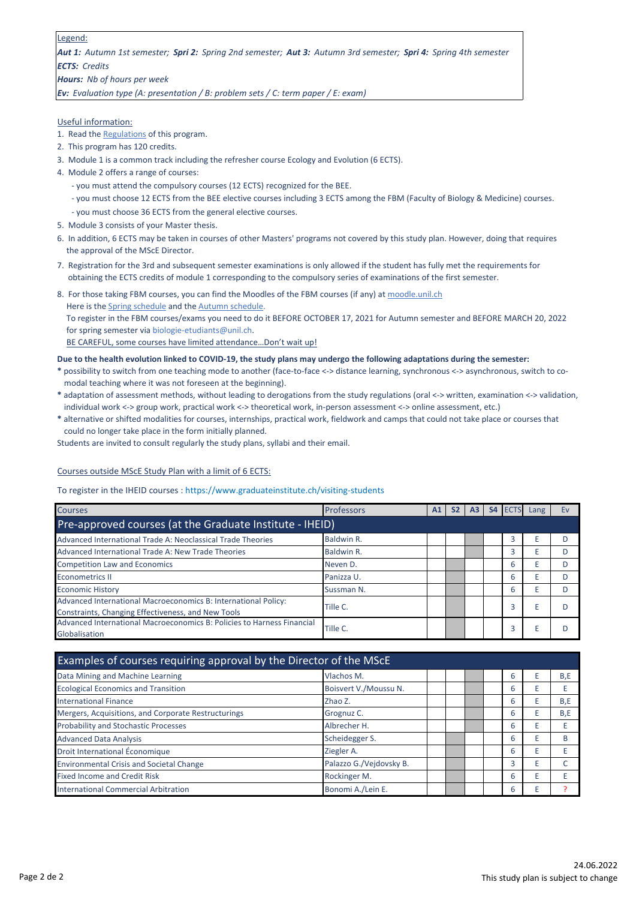Legend:

*Aut 1: Autumn 1st semester; Spri 2: Spring 2nd semester; Aut 3: Autumn 3rd semester; Spri 4: Spring 4th semester*

*ECTS: Credits*

*Hours: Nb of hours per week*

*Ev: Evaluation type (A: presentation / B: problem sets / C: term paper / E: exam)*

Useful information:

1. Read the Regulations of this program.
2. This program has 120 credits.
3. Module 1 is a common track including the refresher course Ecology and Evolution (6 ECTS).
4. Module 2 offers a range of courses:
   - you must attend the compulsory courses (12 ECTS) recognized for the BEE.
   - you must choose 12 ECTS from the BEE elective courses including 3 ECTS among the FBM (Faculty of Biology & Medicine) courses.
   - you must choose 36 ECTS from the general elective courses.
5. Module 3 consists of your Master thesis.
6. In addition, 6 ECTS may be taken in courses of other Masters' programs not covered by this study plan. However, doing that requires the approval of the MScE Director.
7. Registration for the 3rd and subsequent semester examinations is only allowed if the student has fully met the requirements for obtaining the ECTS credits of module 1 corresponding to the compulsory series of examinations of the first semester.
8. For those taking FBM courses, you can find the Moodles of the FBM courses (if any) at moodle.unil.ch
   Here is the Spring schedule and the Autumn schedule.
   To register in the FBM courses/exams you need to do it BEFORE OCTOBER 17, 2021 for Autumn semester and BEFORE MARCH 20, 2022 for spring semester via biologie-etudiants@unil.ch.
   BE CAREFUL, some courses have limited attendance…Don't wait up!

**Due to the health evolution linked to COVID-19, the study plans may undergo the following adaptations during the semester:**

* possibility to switch from one teaching mode to another (face-to-face <-> distance learning, synchronous <-> asynchronous, switch to co-modal teaching where it was not foreseen at the beginning).
* adaptation of assessment methods, without leading to derogations from the study regulations (oral <-> written, examination <-> validation, individual work <-> group work, practical work <-> theoretical work, in-person assessment <-> online assessment, etc.)
* alternative or shifted modalities for courses, internships, practical work, fieldwork and camps that could not take place or courses that could no longer take place in the form initially planned.

Students are invited to consult regularly the study plans, syllabi and their email.

Courses outside MScE Study Plan with a limit of 6 ECTS:

To register in the IHEID courses : https://www.graduateinstitute.ch/visiting-students

| Courses | Professors | A1 | S2 | A3 | S4 | ECTS | Lang | Ev |
|---|---|---|---|---|---|---|---|---|
| **Pre-approved courses (at the Graduate Institute - IHEID)** | | | | | | | | |
| Advanced International Trade A: Neoclassical Trade Theories | Baldwin R. | | | | | 3 | E | D |
| Advanced International Trade A: New Trade Theories | Baldwin R. | | | | | 3 | E | D |
| Competition Law and Economics | Neven D. | | | | | 6 | E | D |
| Econometrics II | Panizza U. | | | | | 6 | E | D |
| Economic History | Sussman N. | | | | | 6 | E | D |
| Advanced International Macroeconomics B: International Policy: Constraints, Changing Effectiveness, and New Tools | Tille C. | | | | | 3 | E | D |
| Advanced International Macroeconomics B: Policies to Harness Financial Globalisation | Tille C. | | | | | 3 | E | D |

| Courses | Professors | A1 | S2 | A3 | S4 | ECTS | Lang | Ev |
|---|---|---|---|---|---|---|---|---|
| **Examples of courses requiring approval by the Director of the MScE** | | | | | | | | |
| Data Mining and Machine Learning | Vlachos M. | | | | | 6 | E | B,E |
| Ecological Economics and Transition | Boisvert V./Moussu N. | | | | | 6 | E | E |
| International Finance | Zhao Z. | | | | | 6 | E | B,E |
| Mergers, Acquisitions, and Corporate Restructurings | Grognuz C. | | | | | 6 | E | B,E |
| Probability and Stochastic Processes | Albrecher H. | | | | | 6 | E | E |
| Advanced Data Analysis | Scheidegger S. | | | | | 6 | E | B |
| Droit International Économique | Ziegler A. | | | | | 6 | E | E |
| Environmental Crisis and Societal Change | Palazzo G./Vejdovsky B. | | | | | 3 | E | C |
| Fixed Income and Credit Risk | Rockinger M. | | | | | 6 | E | E |
| International Commercial Arbitration | Bonomi A./Lein E. | | | | | 6 | E | ? |

24.06.2022

This study plan is subject to change